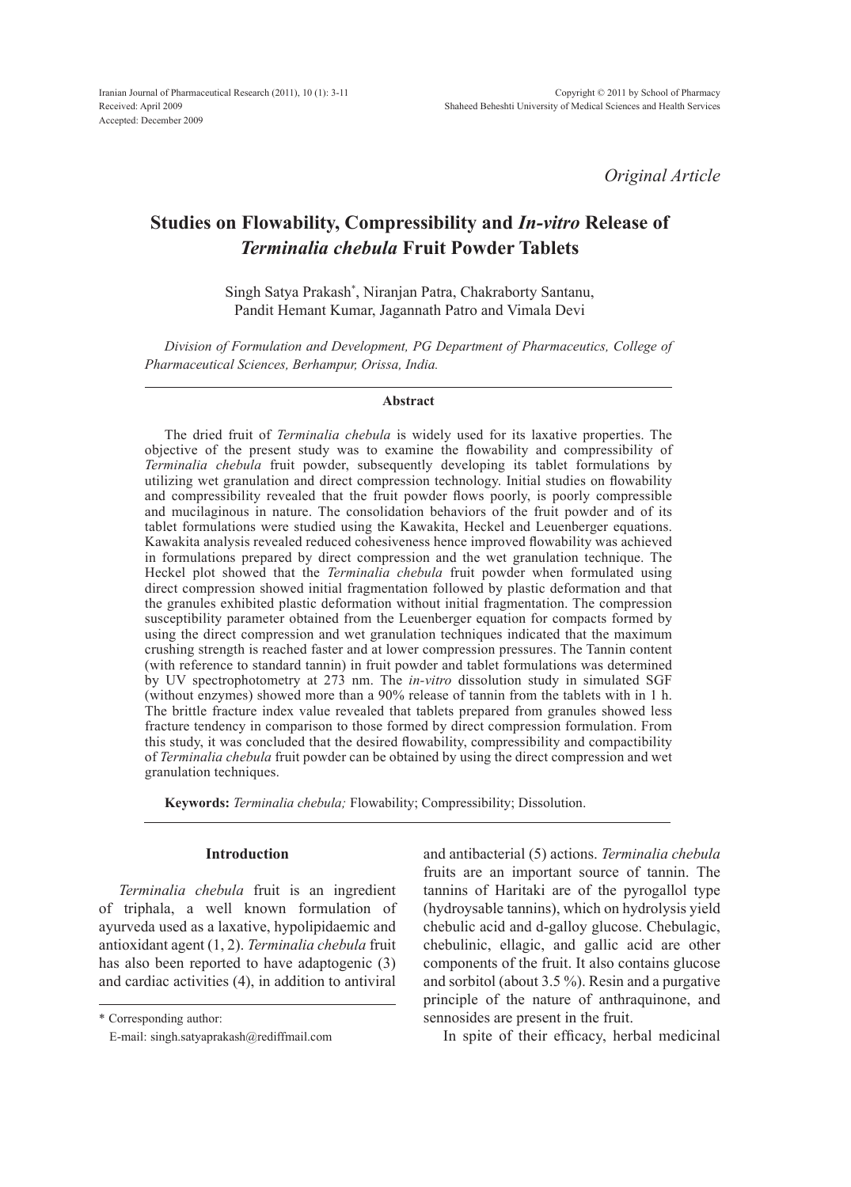*Original Article*

# Studies on Flowability, Compressibility and *In-vitro* Release of *Terminalia chebula* Fruit Powder Tablets

Singh Satya Prakash*, Niranjan Patra, Chakraborty Santanu, Pandit Hemant Kumar, Jagannath Patro and Vimala Devi

*Division of Formulation and Development, PG Department of Pharmaceutics, College of Pharmaceutical Sciences, Berhampur, Orissa, India.*

### Abstract

The dried fruit of *Terminalia chebula* is widely used for its laxative properties. The objective of the present study was to examine the flowability and compressibility of *Terminalia chebula* fruit powder, subsequently developing its tablet formulations by utilizing wet granulation and direct compression technology. Initial studies on flowability and compressibility revealed that the fruit powder flows poorly, is poorly compressible and mucilaginous in nature. The consolidation behaviors of the fruit powder and of its tablet formulations were studied using the Kawakita, Heckel and Leuenberger equations. Kawakita analysis revealed reduced cohesiveness hence improved flowability was achieved in formulations prepared by direct compression and the wet granulation technique. The Heckel plot showed that the *Terminalia chebula* fruit powder when formulated using direct compression showed initial fragmentation followed by plastic deformation and that the granules exhibited plastic deformation without initial fragmentation. The compression susceptibility parameter obtained from the Leuenberger equation for compacts formed by using the direct compression and wet granulation techniques indicated that the maximum crushing strength is reached faster and at lower compression pressures. The Tannin content (with reference to standard tannin) in fruit powder and tablet formulations was determined by UV spectrophotometry at 273 nm. The *in-vitro* dissolution study in simulated SGF (without enzymes) showed more than a 90% release of tannin from the tablets with in 1 h. The brittle fracture index value revealed that tablets prepared from granules showed less fracture tendency in comparison to those formed by direct compression formulation. From this study, it was concluded that the desired flowability, compressibility and compactibility of *Terminalia chebula* fruit powder can be obtained by using the direct compression and wet granulation techniques.

**Keywords:** *Terminalia chebula;* Flowability; Compressibility; Dissolution.

## Introduction

*Terminalia chebula* fruit is an ingredient of triphala, a well known formulation of ayurveda used as a laxative, hypolipidaemic and antioxidant agent (1, 2). *Terminalia chebula* fruit has also been reported to have adaptogenic (3) and cardiac activities (4), in addition to antiviral and antibacterial (5) actions. *Terminalia chebula* fruits are an important source of tannin. The tannins of Haritaki are of the pyrogallol type (hydroysable tannins), which on hydrolysis yield chebulic acid and d-galloy glucose. Chebulagic, chebulinic, ellagic, and gallic acid are other components of the fruit. It also contains glucose and sorbitol (about 3.5 %). Resin and a purgative principle of the nature of anthraquinone, and sennosides are present in the fruit.

In spite of their efficacy, herbal medicinal

\* Corresponding author:

E-mail: singh.satyaprakash@rediffmail.com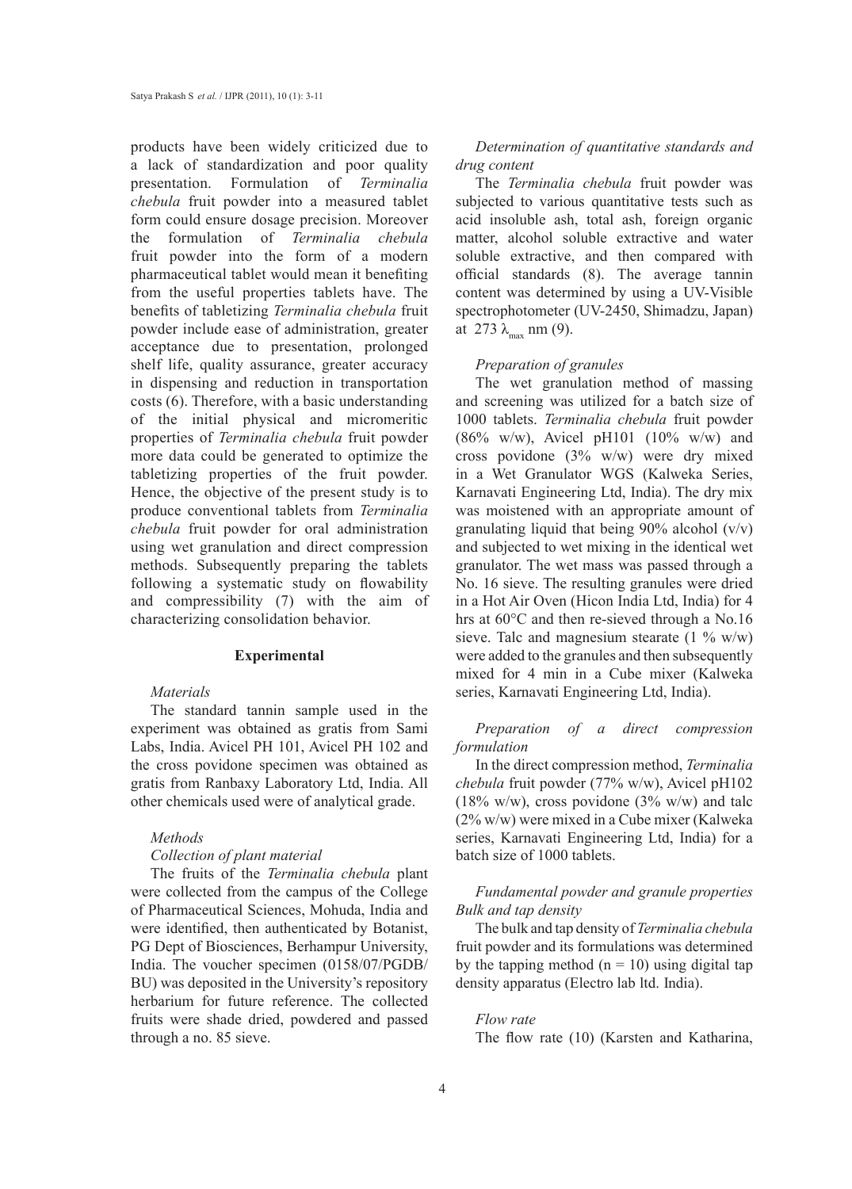products have been widely criticized due to a lack of standardization and poor quality presentation. Formulation of *Terminalia chebula* fruit powder into a measured tablet form could ensure dosage precision. Moreover the formulation of *Terminalia chebula* fruit powder into the form of a modern pharmaceutical tablet would mean it benefiting from the useful properties tablets have. The benefits of tabletizing *Terminalia chebula* fruit powder include ease of administration, greater acceptance due to presentation, prolonged shelf life, quality assurance, greater accuracy in dispensing and reduction in transportation costs (6). Therefore, with a basic understanding of the initial physical and micromeritic properties of *Terminalia chebula* fruit powder more data could be generated to optimize the tabletizing properties of the fruit powder. Hence, the objective of the present study is to produce conventional tablets from *Terminalia chebula* fruit powder for oral administration using wet granulation and direct compression methods. Subsequently preparing the tablets following a systematic study on flowability and compressibility (7) with the aim of characterizing consolidation behavior.

## Experimental

### *Materials*

The standard tannin sample used in the experiment was obtained as gratis from Sami Labs, India. Avicel PH 101, Avicel PH 102 and the cross povidone specimen was obtained as gratis from Ranbaxy Laboratory Ltd, India. All other chemicals used were of analytical grade.

### *Methods*

#### *Collection of plant material*

The fruits of the *Terminalia chebula* plant were collected from the campus of the College of Pharmaceutical Sciences, Mohuda, India and were identified, then authenticated by Botanist, PG Dept of Biosciences, Berhampur University, India. The voucher specimen (0158/07/PGDB/BU) was deposited in the University's repository herbarium for future reference. The collected fruits were shade dried, powdered and passed through a no. 85 sieve.

#### *Determination of quantitative standards and drug content*

The *Terminalia chebula* fruit powder was subjected to various quantitative tests such as acid insoluble ash, total ash, foreign organic matter, alcohol soluble extractive and water soluble extractive, and then compared with official standards (8). The average tannin content was determined by using a UV-Visible spectrophotometer (UV-2450, Shimadzu, Japan) at 273 $\lambda_{max}$ nm (9).

#### *Preparation of granules*

The wet granulation method of massing and screening was utilized for a batch size of 1000 tablets. *Terminalia chebula* fruit powder (86% w/w), Avicel pH101 (10% w/w) and cross povidone (3% w/w) were dry mixed in a Wet Granulator WGS (Kalweka Series, Karnavati Engineering Ltd, India). The dry mix was moistened with an appropriate amount of granulating liquid that being 90% alcohol (v/v) and subjected to wet mixing in the identical wet granulator. The wet mass was passed through a No. 16 sieve. The resulting granules were dried in a Hot Air Oven (Hicon India Ltd, India) for 4 hrs at 60°C and then re-sieved through a No.16 sieve. Talc and magnesium stearate (1 % w/w) were added to the granules and then subsequently mixed for 4 min in a Cube mixer (Kalweka series, Karnavati Engineering Ltd, India).

#### *Preparation of a direct compression formulation*

In the direct compression method, *Terminalia chebula* fruit powder (77% w/w), Avicel pH102 (18% w/w), cross povidone (3% w/w) and talc (2% w/w) were mixed in a Cube mixer (Kalweka series, Karnavati Engineering Ltd, India) for a batch size of 1000 tablets.

#### *Fundamental powder and granule properties*

##### *Bulk and tap density*

The bulk and tap density of *Terminalia chebula* fruit powder and its formulations was determined by the tapping method (n = 10) using digital tap density apparatus (Electro lab ltd. India).

##### *Flow rate*

The flow rate (10) (Karsten and Katharina,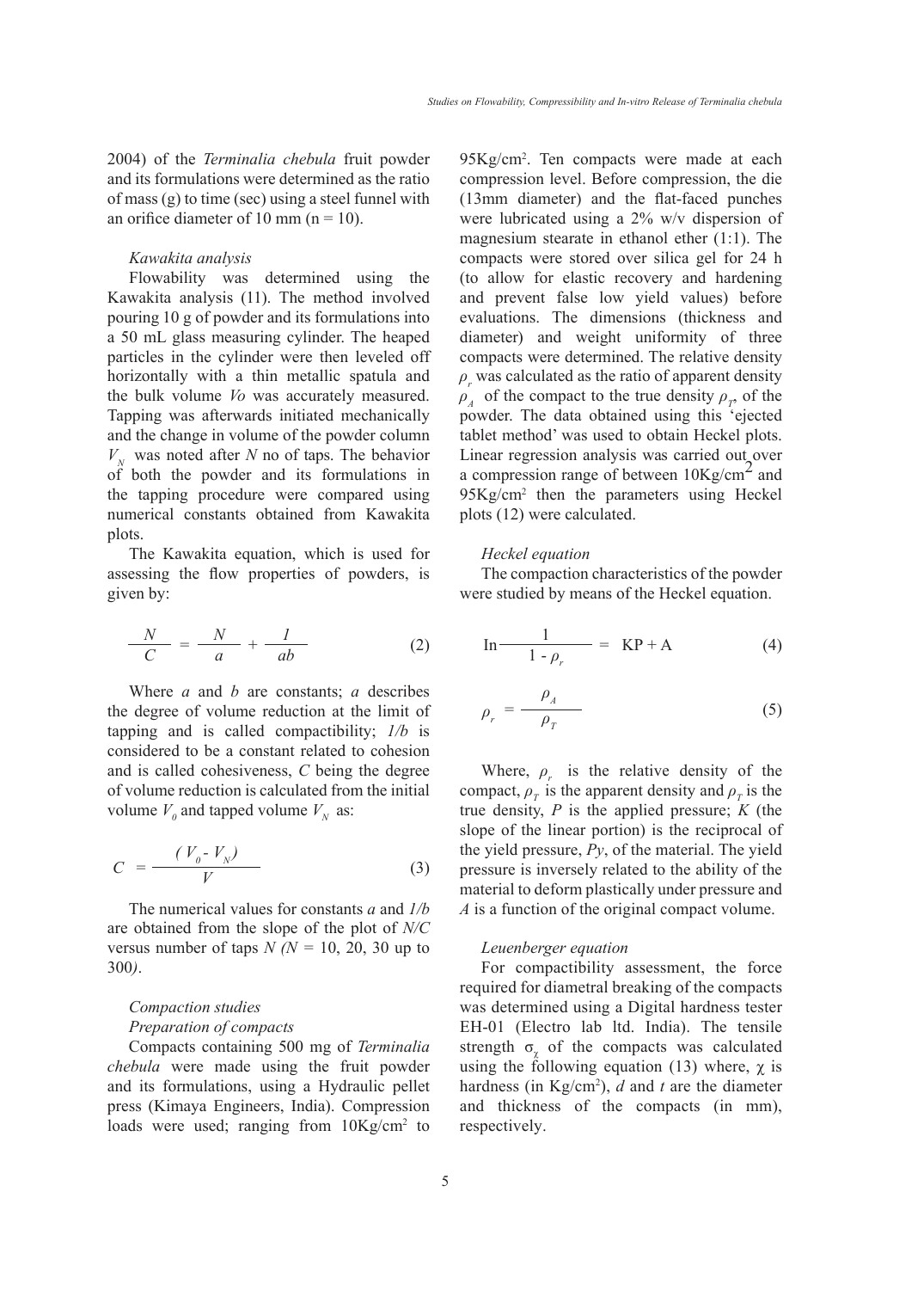2004) of the *Terminalia chebula* fruit powder and its formulations were determined as the ratio of mass (g) to time (sec) using a steel funnel with an orifice diameter of 10 mm (n = 10).

*Kawakita analysis*

Flowability was determined using the Kawakita analysis (11). The method involved pouring 10 g of powder and its formulations into a 50 mL glass measuring cylinder. The heaped particles in the cylinder were then leveled off horizontally with a thin metallic spatula and the bulk volume $V_o$ was accurately measured. Tapping was afterwards initiated mechanically and the change in volume of the powder column $V_N$ was noted after $N$ no of taps. The behavior of both the powder and its formulations in the tapping procedure were compared using numerical constants obtained from Kawakita plots.

The Kawakita equation, which is used for assessing the flow properties of powders, is given by:

$$\frac{N}{C} = \frac{N}{a} + \frac{1}{ab} \tag{2}$$

Where $a$ and $b$ are constants; $a$ describes the degree of volume reduction at the limit of tapping and is called compactibility; $1/b$ is considered to be a constant related to cohesion and is called cohesiveness, $C$ being the degree of volume reduction is calculated from the initial volume $V_0$ and tapped volume $V_N$ as:

$$C = \frac{(V_0 - V_N)}{V} \tag{3}$$

The numerical values for constants $a$ and $1/b$ are obtained from the slope of the plot of $N/C$ versus number of taps $N$ ($N$ = 10, 20, 30 up to 300).

*Compaction studies*

*Preparation of compacts*

Compacts containing 500 mg of *Terminalia chebula* were made using the fruit powder and its formulations, using a Hydraulic pellet press (Kimaya Engineers, India). Compression loads were used; ranging from 10Kg/cm$^2$ to 95Kg/cm$^2$. Ten compacts were made at each compression level. Before compression, the die (13mm diameter) and the flat-faced punches were lubricated using a 2% w/v dispersion of magnesium stearate in ethanol ether (1:1). The compacts were stored over silica gel for 24 h (to allow for elastic recovery and hardening and prevent false low yield values) before evaluations. The dimensions (thickness and diameter) and weight uniformity of three compacts were determined. The relative density $\rho_r$ was calculated as the ratio of apparent density $\rho_A$ of the compact to the true density $\rho_T$, of the powder. The data obtained using this 'ejected tablet method' was used to obtain Heckel plots. Linear regression analysis was carried out over a compression range of between 10Kg/cm$^2$ and 95Kg/cm$^2$ then the parameters using Heckel plots (12) were calculated.

*Heckel equation*

The compaction characteristics of the powder were studied by means of the Heckel equation.

$$\ln \frac{1}{1 - \rho_r} = KP + A \tag{4}$$

$$\rho_r = \frac{\rho_A}{\rho_T} \tag{5}$$

Where, $\rho_r$ is the relative density of the compact, $\rho_T$ is the apparent density and $\rho_T$ is the true density, $P$ is the applied pressure; $K$ (the slope of the linear portion) is the reciprocal of the yield pressure, $Py$, of the material. The yield pressure is inversely related to the ability of the material to deform plastically under pressure and $A$ is a function of the original compact volume.

*Leuenberger equation*

For compactibility assessment, the force required for diametral breaking of the compacts was determined using a Digital hardness tester EH-01 (Electro lab ltd. India). The tensile strength $\sigma_\chi$ of the compacts was calculated using the following equation (13) where, $\chi$ is hardness (in Kg/cm$^2$), $d$ and $t$ are the diameter and thickness of the compacts (in mm), respectively.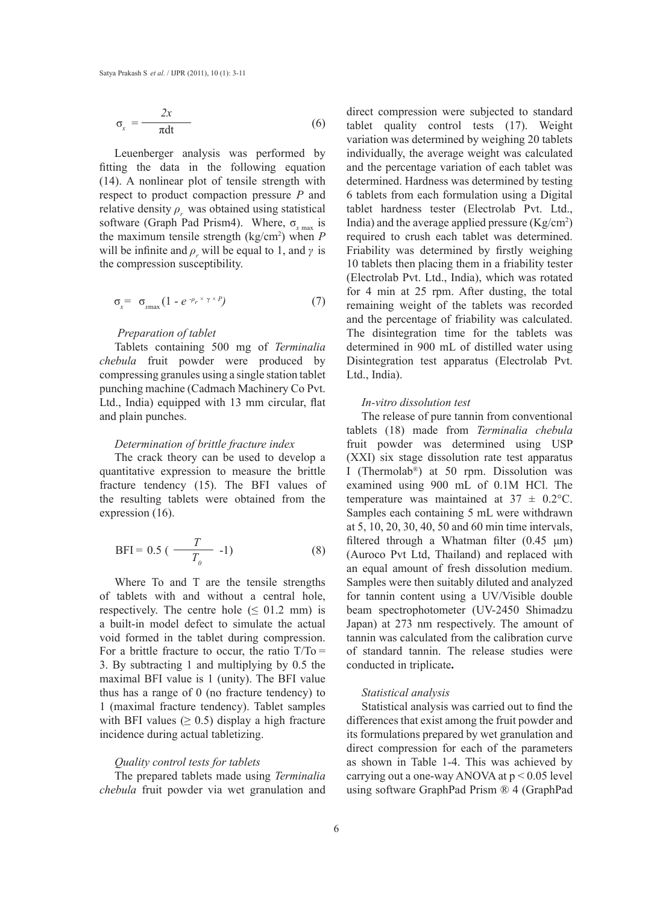$$\sigma_x = \frac{2x}{\pi dt} \qquad (6)$$

Leuenberger analysis was performed by fitting the data in the following equation (14). A nonlinear plot of tensile strength with respect to product compaction pressure $P$ and relative density $\rho_r$ was obtained using statistical software (Graph Pad Prism4). Where, $\sigma_{x\,max}$ is the maximum tensile strength (kg/cm$^2$) when $P$ will be infinite and $\rho_r$ will be equal to 1, and $\gamma$ is the compression susceptibility.

$$\sigma_x = \sigma_{xmax}(1 - e^{-\rho_r \times \gamma \times P}) \qquad (7)$$

*Preparation of tablet*

Tablets containing 500 mg of *Terminalia chebula* fruit powder were produced by compressing granules using a single station tablet punching machine (Cadmach Machinery Co Pvt. Ltd., India) equipped with 13 mm circular, flat and plain punches.

*Determination of brittle fracture index*

The crack theory can be used to develop a quantitative expression to measure the brittle fracture tendency (15). The BFI values of the resulting tablets were obtained from the expression (16).

$$\text{BFI} = 0.5\left(\frac{T}{T_0} - 1\right) \qquad (8)$$

Where To and T are the tensile strengths of tablets with and without a central hole, respectively. The centre hole ($\leq$ 01.2 mm) is a built-in model defect to simulate the actual void formed in the tablet during compression. For a brittle fracture to occur, the ratio T/To = 3. By subtracting 1 and multiplying by 0.5 the maximal BFI value is 1 (unity). The BFI value thus has a range of 0 (no fracture tendency) to 1 (maximal fracture tendency). Tablet samples with BFI values ($\geq$ 0.5) display a high fracture incidence during actual tabletizing.

*Quality control tests for tablets*

The prepared tablets made using *Terminalia chebula* fruit powder via wet granulation and direct compression were subjected to standard tablet quality control tests (17). Weight variation was determined by weighing 20 tablets individually, the average weight was calculated and the percentage variation of each tablet was determined. Hardness was determined by testing 6 tablets from each formulation using a Digital tablet hardness tester (Electrolab Pvt. Ltd., India) and the average applied pressure (Kg/cm$^2$) required to crush each tablet was determined. Friability was determined by firstly weighing 10 tablets then placing them in a friability tester (Electrolab Pvt. Ltd., India), which was rotated for 4 min at 25 rpm. After dusting, the total remaining weight of the tablets was recorded and the percentage of friability was calculated. The disintegration time for the tablets was determined in 900 mL of distilled water using Disintegration test apparatus (Electrolab Pvt. Ltd., India).

*In-vitro dissolution test*

The release of pure tannin from conventional tablets (18) made from *Terminalia chebula* fruit powder was determined using USP (XXI) six stage dissolution rate test apparatus I (Thermolab®) at 50 rpm. Dissolution was examined using 900 mL of 0.1M HCl. The temperature was maintained at 37 ± 0.2°C. Samples each containing 5 mL were withdrawn at 5, 10, 20, 30, 40, 50 and 60 min time intervals, filtered through a Whatman filter (0.45 μm) (Auroco Pvt Ltd, Thailand) and replaced with an equal amount of fresh dissolution medium. Samples were then suitably diluted and analyzed for tannin content using a UV/Visible double beam spectrophotometer (UV-2450 Shimadzu Japan) at 273 nm respectively. The amount of tannin was calculated from the calibration curve of standard tannin. The release studies were conducted in triplicate**.**

*Statistical analysis*

Statistical analysis was carried out to find the differences that exist among the fruit powder and its formulations prepared by wet granulation and direct compression for each of the parameters as shown in Table 1-4. This was achieved by carrying out a one-way ANOVA at $p < 0.05$ level using software GraphPad Prism ® 4 (GraphPad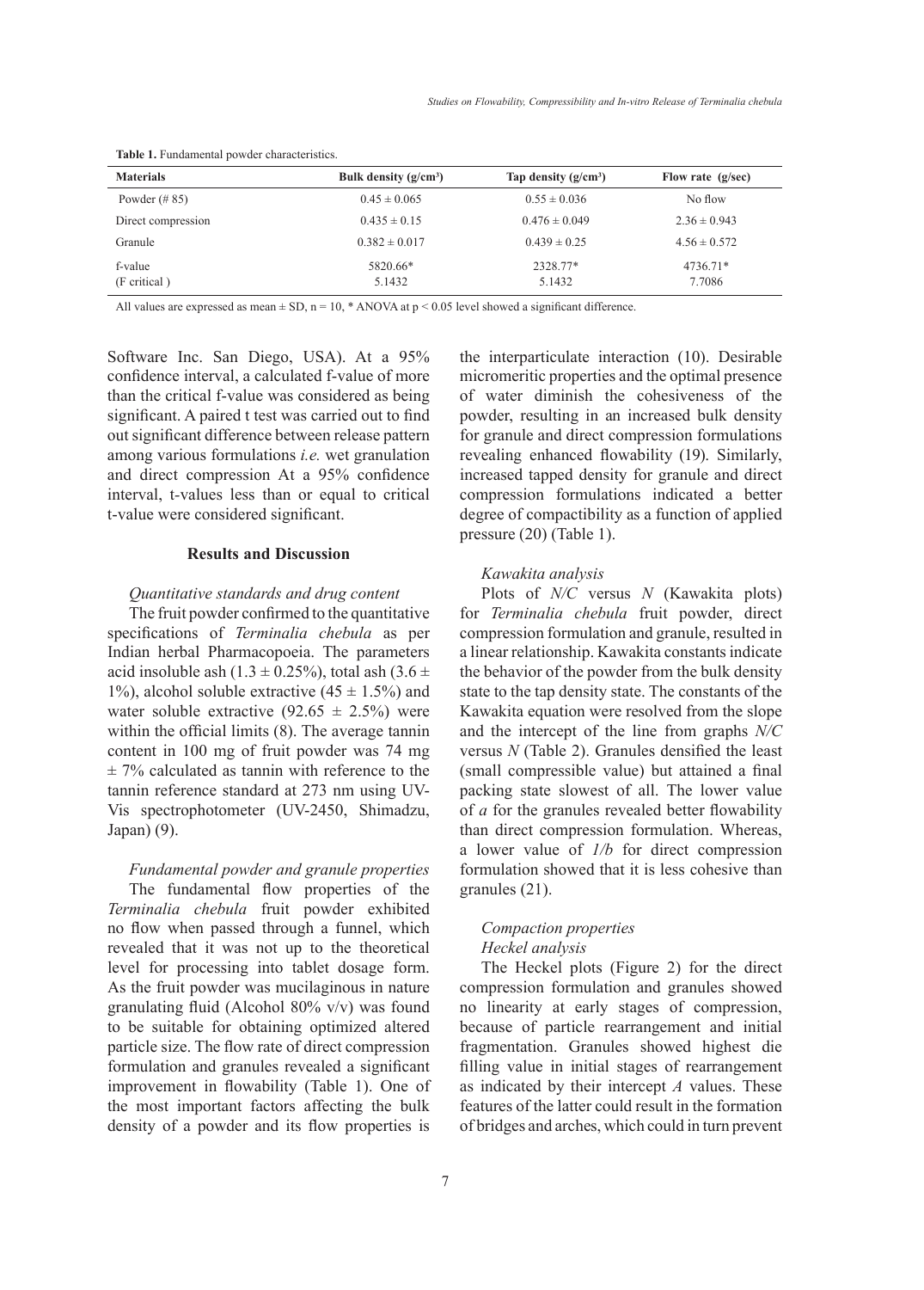**Table 1.** Fundamental powder characteristics.

| Materials | Bulk density (g/cm³) | Tap density (g/cm³) | Flow rate (g/sec) |
|---|---|---|---|
| Powder (# 85) | 0.45 ± 0.065 | 0.55 ± 0.036 | No flow |
| Direct compression | 0.435 ± 0.15 | 0.476 ± 0.049 | 2.36 ± 0.943 |
| Granule | 0.382 ± 0.017 | 0.439 ± 0.25 | 4.56 ± 0.572 |
| f-value (F critical ) | 5820.66* 5.1432 | 2328.77* 5.1432 | 4736.71* 7.7086 |

All values are expressed as mean ± SD, n = 10, * ANOVA at $p < 0.05$ level showed a significant difference.

Software Inc. San Diego, USA). At a 95% confidence interval, a calculated f-value of more than the critical f-value was considered as being significant. A paired t test was carried out to find out significant difference between release pattern among various formulations *i.e.* wet granulation and direct compression At a 95% confidence interval, t-values less than or equal to critical t-value were considered significant.

## Results and Discussion

*Quantitative standards and drug content*

The fruit powder confirmed to the quantitative specifications of *Terminalia chebula* as per Indian herbal Pharmacopoeia. The parameters acid insoluble ash (1.3 ± 0.25%), total ash (3.6 ± 1%), alcohol soluble extractive (45 ± 1.5%) and water soluble extractive (92.65 ± 2.5%) were within the official limits (8). The average tannin content in 100 mg of fruit powder was 74 mg ± 7% calculated as tannin with reference to the tannin reference standard at 273 nm using UV-Vis spectrophotometer (UV-2450, Shimadzu, Japan) (9).

*Fundamental powder and granule properties*

The fundamental flow properties of the *Terminalia chebula* fruit powder exhibited no flow when passed through a funnel, which revealed that it was not up to the theoretical level for processing into tablet dosage form. As the fruit powder was mucilaginous in nature granulating fluid (Alcohol 80% v/v) was found to be suitable for obtaining optimized altered particle size. The flow rate of direct compression formulation and granules revealed a significant improvement in flowability (Table 1). One of the most important factors affecting the bulk density of a powder and its flow properties is the interparticulate interaction (10). Desirable micromeritic properties and the optimal presence of water diminish the cohesiveness of the powder, resulting in an increased bulk density for granule and direct compression formulations revealing enhanced flowability (19). Similarly, increased tapped density for granule and direct compression formulations indicated a better degree of compactibility as a function of applied pressure (20) (Table 1).

*Kawakita analysis*

Plots of $N/C$ versus $N$ (Kawakita plots) for *Terminalia chebula* fruit powder, direct compression formulation and granule, resulted in a linear relationship. Kawakita constants indicate the behavior of the powder from the bulk density state to the tap density state. The constants of the Kawakita equation were resolved from the slope and the intercept of the line from graphs $N/C$ versus $N$ (Table 2). Granules densified the least (small compressible value) but attained a final packing state slowest of all. The lower value of $a$ for the granules revealed better flowability than direct compression formulation. Whereas, a lower value of $1/b$ for direct compression formulation showed that it is less cohesive than granules (21).

*Compaction properties*

*Heckel analysis*

The Heckel plots (Figure 2) for the direct compression formulation and granules showed no linearity at early stages of compression, because of particle rearrangement and initial fragmentation. Granules showed highest die filling value in initial stages of rearrangement as indicated by their intercept $A$ values. These features of the latter could result in the formation of bridges and arches, which could in turn prevent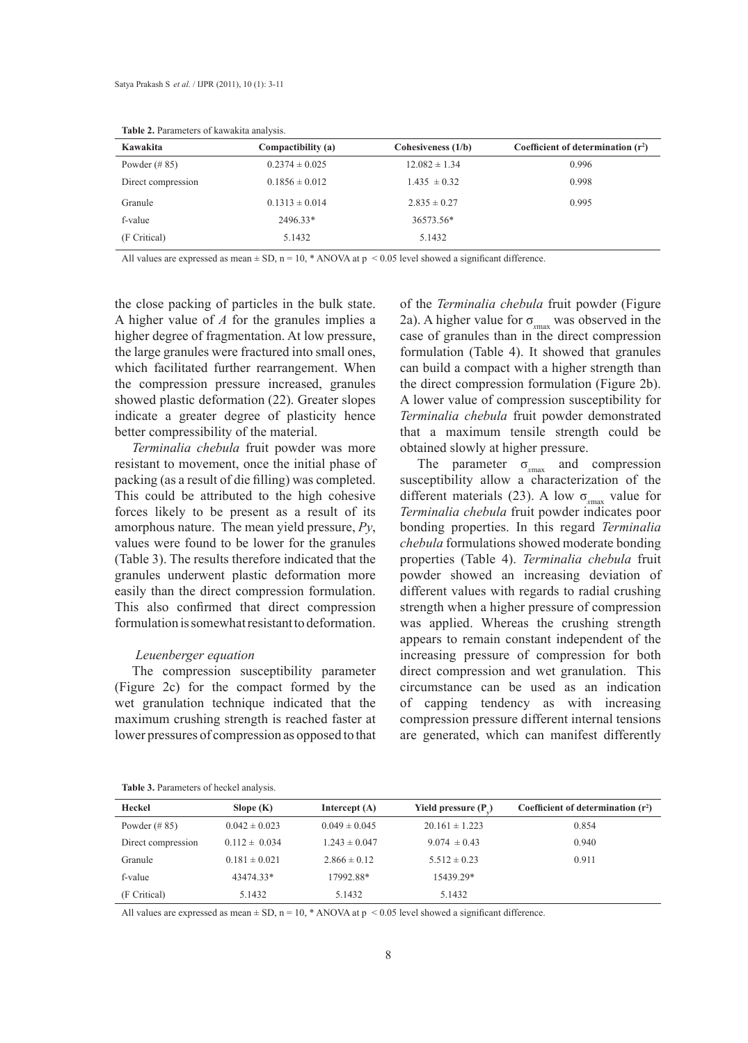**Table 2.** Parameters of kawakita analysis.

| Kawakita | Compactibility (a) | Cohesiveness (1/b) | Coefficient of determination ($r^2$) |
|---|---|---|---|
| Powder (# 85) | 0.2374 ± 0.025 | 12.082 ± 1.34 | 0.996 |
| Direct compression | 0.1856 ± 0.012 | 1.435 ± 0.32 | 0.998 |
| Granule | 0.1313 ± 0.014 | 2.835 ± 0.27 | 0.995 |
| f-value | 2496.33* | 36573.56* | |
| (F Critical) | 5.1432 | 5.1432 | |

All values are expressed as mean ± SD, n = 10, * ANOVA at $p < 0.05$ level showed a significant difference.

the close packing of particles in the bulk state. A higher value of *A* for the granules implies a higher degree of fragmentation. At low pressure, the large granules were fractured into small ones, which facilitated further rearrangement. When the compression pressure increased, granules showed plastic deformation (22). Greater slopes indicate a greater degree of plasticity hence better compressibility of the material.

*Terminalia chebula* fruit powder was more resistant to movement, once the initial phase of packing (as a result of die filling) was completed. This could be attributed to the high cohesive forces likely to be present as a result of its amorphous nature. The mean yield pressure, *Py*, values were found to be lower for the granules (Table 3). The results therefore indicated that the granules underwent plastic deformation more easily than the direct compression formulation. This also confirmed that direct compression formulation is somewhat resistant to deformation.

*Leuenberger equation*

The compression susceptibility parameter (Figure 2c) for the compact formed by the wet granulation technique indicated that the maximum crushing strength is reached faster at lower pressures of compression as opposed to that of the *Terminalia chebula* fruit powder (Figure 2a). A higher value for $\sigma_{xmax}$ was observed in the case of granules than in the direct compression formulation (Table 4). It showed that granules can build a compact with a higher strength than the direct compression formulation (Figure 2b). A lower value of compression susceptibility for *Terminalia chebula* fruit powder demonstrated that a maximum tensile strength could be obtained slowly at higher pressure.

The parameter $\sigma_{xmax}$ and compression susceptibility allow a characterization of the different materials (23). A low $\sigma_{xmax}$ value for *Terminalia chebula* fruit powder indicates poor bonding properties. In this regard *Terminalia chebula* formulations showed moderate bonding properties (Table 4). *Terminalia chebula* fruit powder showed an increasing deviation of different values with regards to radial crushing strength when a higher pressure of compression was applied. Whereas the crushing strength appears to remain constant independent of the increasing pressure of compression for both direct compression and wet granulation. This circumstance can be used as an indication of capping tendency as with increasing compression pressure different internal tensions are generated, which can manifest differently

**Table 3.** Parameters of heckel analysis.

| Heckel | Slope (K) | Intercept (A) | Yield pressure ($P_y$) | Coefficient of determination ($r^2$) |
|---|---|---|---|---|
| Powder (# 85) | 0.042 ± 0.023 | 0.049 ± 0.045 | 20.161 ± 1.223 | 0.854 |
| Direct compression | 0.112 ± 0.034 | 1.243 ± 0.047 | 9.074 ± 0.43 | 0.940 |
| Granule | 0.181 ± 0.021 | 2.866 ± 0.12 | 5.512 ± 0.23 | 0.911 |
| f-value | 43474.33* | 17992.88* | 15439.29* | |
| (F Critical) | 5.1432 | 5.1432 | 5.1432 | |

All values are expressed as mean ± SD, n = 10, * ANOVA at $p < 0.05$ level showed a significant difference.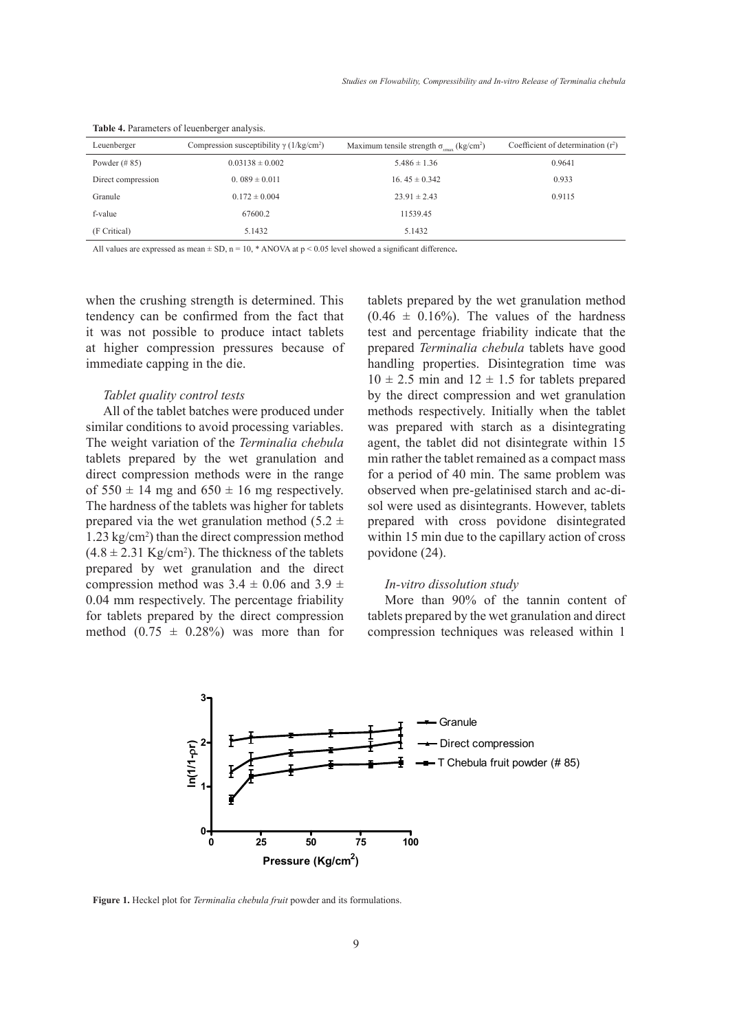**Table 4.** Parameters of leuenberger analysis.

| Leuenberger | Compression susceptibility $\gamma$ (1/kg/cm$^2$) | Maximum tensile strength $\sigma_{xmax}$ (kg/cm$^2$) | Coefficient of determination ($r^2$) |
|---|---|---|---|
| Powder (# 85) | $0.03138 \pm 0.002$ | $5.486 \pm 1.36$ | 0.9641 |
| Direct compression | $0.089 \pm 0.011$ | $16.45 \pm 0.342$ | 0.933 |
| Granule | $0.172 \pm 0.004$ | $23.91 \pm 2.43$ | 0.9115 |
| f-value | 67600.2 | 11539.45 | |
| (F Critical) | 5.1432 | 5.1432 | |

All values are expressed as mean ± SD, n = 10, * ANOVA at $p < 0.05$ level showed a significant difference.

when the crushing strength is determined. This tendency can be confirmed from the fact that it was not possible to produce intact tablets at higher compression pressures because of immediate capping in the die.

### *Tablet quality control tests*

All of the tablet batches were produced under similar conditions to avoid processing variables. The weight variation of the *Terminalia chebula* tablets prepared by the wet granulation and direct compression methods were in the range of 550 ± 14 mg and 650 ± 16 mg respectively. The hardness of the tablets was higher for tablets prepared via the wet granulation method (5.2 ± 1.23 kg/cm$^2$) than the direct compression method (4.8 ± 2.31 Kg/cm$^2$). The thickness of the tablets prepared by wet granulation and the direct compression method was 3.4 ± 0.06 and 3.9 ± 0.04 mm respectively. The percentage friability for tablets prepared by the direct compression method (0.75 ± 0.28%) was more than for tablets prepared by the wet granulation method (0.46 ± 0.16%). The values of the hardness test and percentage friability indicate that the prepared *Terminalia chebula* tablets have good handling properties. Disintegration time was 10 ± 2.5 min and 12 ± 1.5 for tablets prepared by the direct compression and wet granulation methods respectively. Initially when the tablet was prepared with starch as a disintegrating agent, the tablet did not disintegrate within 15 min rather the tablet remained as a compact mass for a period of 40 min. The same problem was observed when pre-gelatinised starch and ac-di-sol were used as disintegrants. However, tablets prepared with cross povidone disintegrated within 15 min due to the capillary action of cross povidone (24).

### *In-vitro dissolution study*

More than 90% of the tannin content of tablets prepared by the wet granulation and direct compression techniques was released within 1

**Figure 1.** Heckel plot for *Terminalia chebula fruit* powder and its formulations.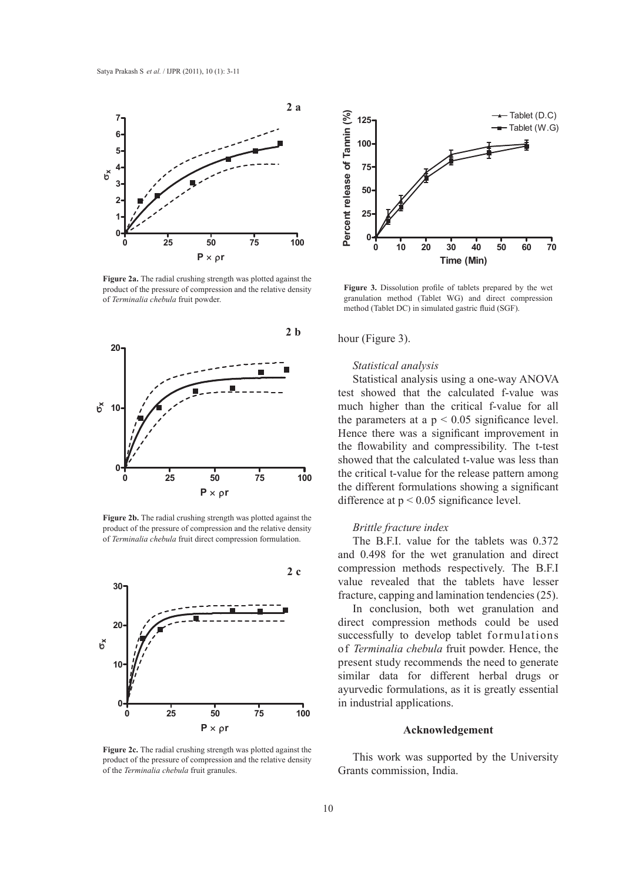Figure 2a. The radial crushing strength was plotted against the product of the pressure of compression and the relative density of *Terminalia chebula* fruit powder.

Figure 2b. The radial crushing strength was plotted against the product of the pressure of compression and the relative density of *Terminalia chebula* fruit direct compression formulation.

Figure 2c. The radial crushing strength was plotted against the product of the pressure of compression and the relative density of the *Terminalia chebula* fruit granules.

Figure 3. Dissolution profile of tablets prepared by the wet granulation method (Tablet WG) and direct compression method (Tablet DC) in simulated gastric fluid (SGF).

hour (Figure 3).

### *Statistical analysis*

Statistical analysis using a one-way ANOVA test showed that the calculated f-value was much higher than the critical f-value for all the parameters at a $p < 0.05$ significance level. Hence there was a significant improvement in the flowability and compressibility. The t-test showed that the calculated t-value was less than the critical t-value for the release pattern among the different formulations showing a significant difference at $p < 0.05$ significance level.

### *Brittle fracture index*

The B.F.I. value for the tablets was 0.372 and 0.498 for the wet granulation and direct compression methods respectively. The B.F.I value revealed that the tablets have lesser fracture, capping and lamination tendencies (25).

In conclusion, both wet granulation and direct compression methods could be used successfully to develop tablet formulations of *Terminalia chebula* fruit powder. Hence, the present study recommends the need to generate similar data for different herbal drugs or ayurvedic formulations, as it is greatly essential in industrial applications.

## Acknowledgement

This work was supported by the University Grants commission, India.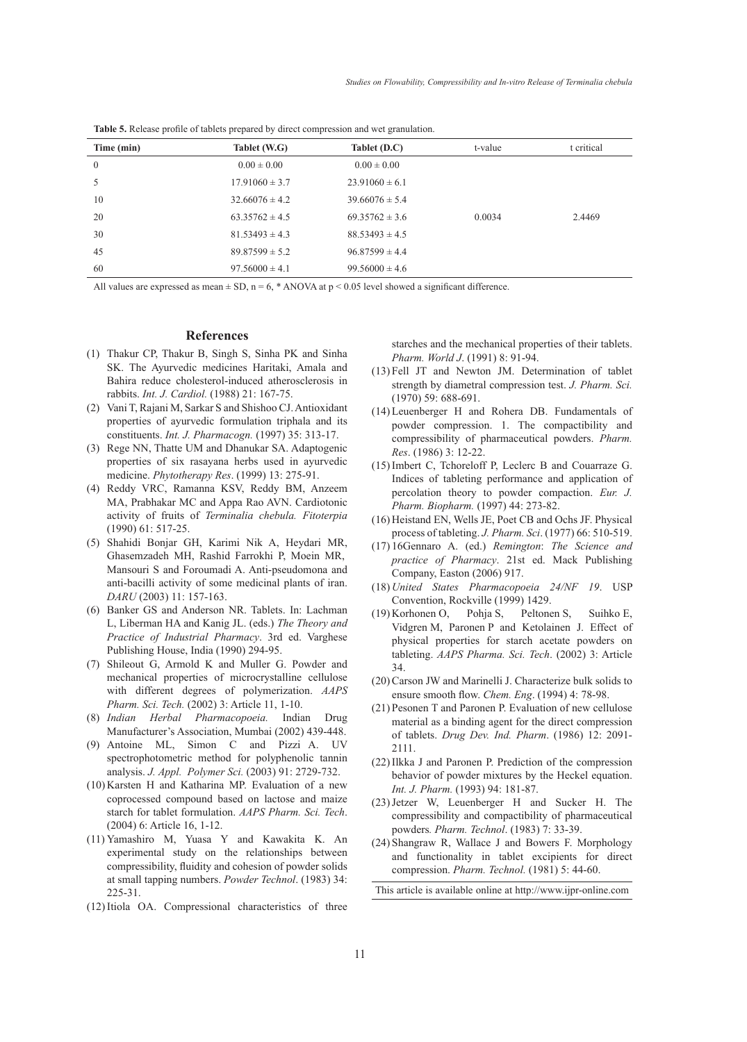**Table 5.** Release profile of tablets prepared by direct compression and wet granulation.

| Time (min) | Tablet (W.G) | Tablet (D.C) | t-value | t critical |
|---|---|---|---|---|
| 0 | 0.00 ± 0.00 | 0.00 ± 0.00 | | |
| 5 | 17.91060 ± 3.7 | 23.91060 ± 6.1 | | |
| 10 | 32.66076 ± 4.2 | 39.66076 ± 5.4 | | |
| 20 | 63.35762 ± 4.5 | 69.35762 ± 3.6 | 0.0034 | 2.4469 |
| 30 | 81.53493 ± 4.3 | 88.53493 ± 4.5 | | |
| 45 | 89.87599 ± 5.2 | 96.87599 ± 4.4 | | |
| 60 | 97.56000 ± 4.1 | 99.56000 ± 4.6 | | |

All values are expressed as mean ± SD, n = 6, * ANOVA at $p < 0.05$ level showed a significant difference.

## References

(1) Thakur CP, Thakur B, Singh S, Sinha PK and Sinha SK. The Ayurvedic medicines Haritaki, Amala and Bahira reduce cholesterol-induced atherosclerosis in rabbits. *Int. J. Cardiol.* (1988) 21: 167-75.

(2) Vani T, Rajani M, Sarkar S and Shishoo CJ. Antioxidant properties of ayurvedic formulation triphala and its constituents. *Int. J. Pharmacogn.* (1997) 35: 313-17.

(3) Rege NN, Thatte UM and Dhanukar SA. Adaptogenic properties of six rasayana herbs used in ayurvedic medicine. *Phytotherapy Res*. (1999) 13: 275-91.

(4) Reddy VRC, Ramanna KSV, Reddy BM, Anzeem MA, Prabhakar MC and Appa Rao AVN. Cardiotonic activity of fruits of *Terminalia chebula. Fitoterpia* (1990) 61: 517-25.

(5) Shahidi Bonjar GH, Karimi Nik A, Heydari MR, Ghasemzadeh MH, Rashid Farrokhi P, Moein MR, Mansouri S and Foroumadi A. Anti-pseudomona and anti-bacilli activity of some medicinal plants of iran. *DARU* (2003) 11: 157-163.

(6) Banker GS and Anderson NR. Tablets. In: Lachman L, Liberman HA and Kanig JL. (eds.) *The Theory and Practice of Industrial Pharmacy*. 3rd ed. Varghese Publishing House, India (1990) 294-95.

(7) Shileout G, Armold K and Muller G. Powder and mechanical properties of microcrystalline cellulose with different degrees of polymerization. *AAPS Pharm. Sci. Tech.* (2002) 3: Article 11, 1-10.

(8) *Indian Herbal Pharmacopoeia.* Indian Drug Manufacturer's Association, Mumbai (2002) 439-448.

(9) Antoine ML, Simon C and Pizzi A. UV spectrophotometric method for polyphenolic tannin analysis. *J. Appl. Polymer Sci.* (2003) 91: 2729-732.

(10) Karsten H and Katharina MP. Evaluation of a new coprocessed compound based on lactose and maize starch for tablet formulation. *AAPS Pharm. Sci. Tech*. (2004) 6: Article 16, 1-12.

(11) Yamashiro M, Yuasa Y and Kawakita K. An experimental study on the relationships between compressibility, fluidity and cohesion of powder solids at small tapping numbers. *Powder Technol*. (1983) 34: 225-31.

(12) Itiola OA. Compressional characteristics of three starches and the mechanical properties of their tablets. *Pharm. World J*. (1991) 8: 91-94.

(13) Fell JT and Newton JM. Determination of tablet strength by diametral compression test. *J. Pharm. Sci.* (1970) 59: 688-691.

(14) Leuenberger H and Rohera DB. Fundamentals of powder compression. 1. The compactibility and compressibility of pharmaceutical powders. *Pharm. Res*. (1986) 3: 12-22.

(15) Imbert C, Tchoreloff P, Leclerc B and Couarraze G. Indices of tableting performance and application of percolation theory to powder compaction. *Eur. J. Pharm. Biopharm.* (1997) 44: 273-82.

(16) Heistand EN, Wells JE, Poet CB and Ochs JF. Physical process of tableting. *J. Pharm. Sci*. (1977) 66: 510-519.

(17) 16Gennaro A. (ed.) *Remington*: *The Science and practice of Pharmacy*. 21st ed. Mack Publishing Company, Easton (2006) 917.

(18) *United States Pharmacopoeia 24/NF 19*. USP Convention, Rockville (1999) 1429.

(19) Korhonen O, Pohja S, Peltonen S, Suihko E, Vidgren M, Paronen P and Ketolainen J. Effect of physical properties for starch acetate powders on tableting. *AAPS Pharma. Sci. Tech*. (2002) 3: Article 34.

(20) Carson JW and Marinelli J. Characterize bulk solids to ensure smooth flow. *Chem. Eng*. (1994) 4: 78-98.

(21) Pesonen T and Paronen P. Evaluation of new cellulose material as a binding agent for the direct compression of tablets. *Drug Dev. Ind. Pharm*. (1986) 12: 2091-2111.

(22) Ilkka J and Paronen P. Prediction of the compression behavior of powder mixtures by the Heckel equation. *Int. J. Pharm.* (1993) 94: 181-87.

(23) Jetzer W, Leuenberger H and Sucker H. The compressibility and compactibility of pharmaceutical powders*. Pharm. Technol*. (1983) 7: 33-39.

(24) Shangraw R, Wallace J and Bowers F. Morphology and functionality in tablet excipients for direct compression. *Pharm. Technol.* (1981) 5: 44-60.

This article is available online at http://www.ijpr-online.com